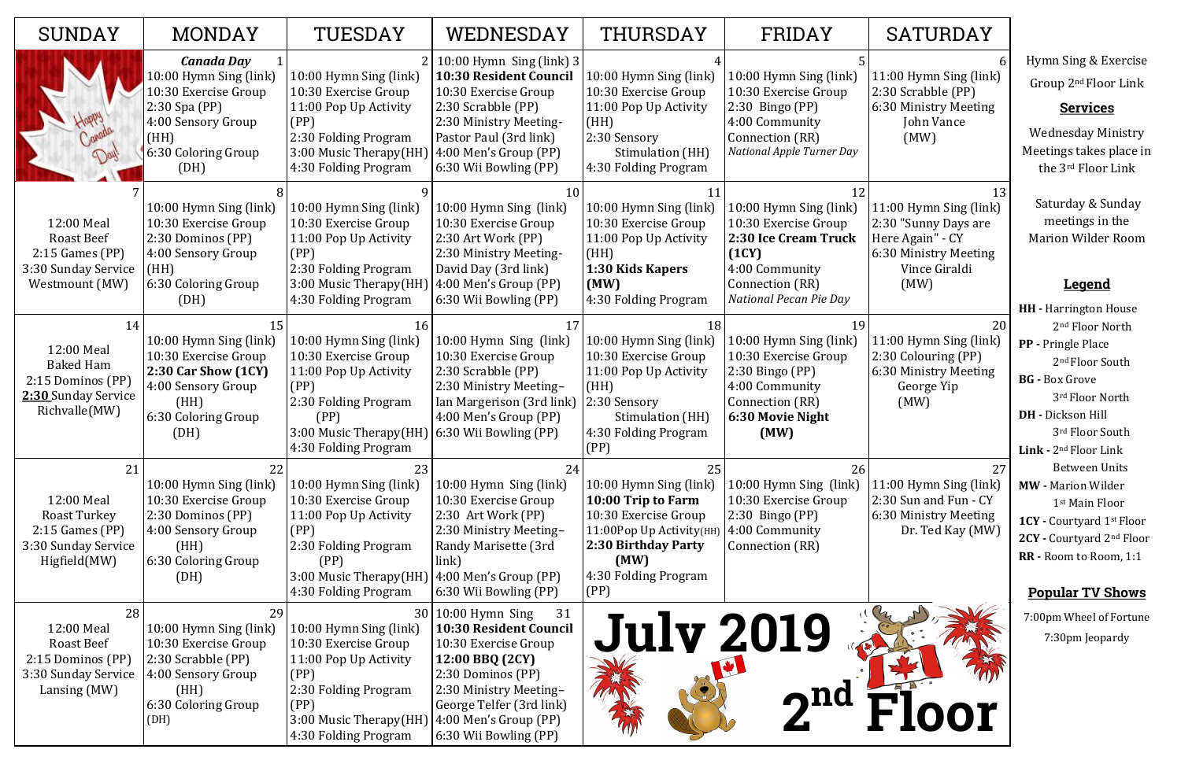# July 2019 2nd Floor

| SUNDAY | MONDAY | TUESDAY | WEDNESDAY | THURSDAY | FRIDAY | SATURDAY |
|---|---|---|---|---|---|---|
| Happy Canada Day! | 1 ***Canada Day*** 10:00 Hymn Sing (link) 10:30 Exercise Group 2:30 Spa (PP) 4:00 Sensory Group (HH) 6:30 Coloring Group (DH) | 2 10:00 Hymn Sing (link) 10:30 Exercise Group 11:00 Pop Up Activity (PP) 2:30 Folding Program 3:00 Music Therapy(HH) 4:30 Folding Program | 3 10:00 Hymn Sing (link) **10:30 Resident Council** 10:30 Exercise Group 2:30 Scrabble (PP) 2:30 Ministry Meeting-Pastor Paul (3rd link) 4:00 Men's Group (PP) 6:30 Wii Bowling (PP) | 4 10:00 Hymn Sing (link) 10:30 Exercise Group 11:00 Pop Up Activity (HH) 2:30 Sensory Stimulation (HH) 4:30 Folding Program | 5 10:00 Hymn Sing (link) 10:30 Exercise Group 2:30 Bingo (PP) 4:00 Community Connection (RR) *National Apple Turner Day* | 6 11:00 Hymn Sing (link) 2:30 Scrabble (PP) 6:30 Ministry Meeting John Vance (MW) |
| 7 12:00 Meal Roast Beef 2:15 Games (PP) 3:30 Sunday Service Westmount (MW) | 8 10:00 Hymn Sing (link) 10:30 Exercise Group 2:30 Dominos (PP) 4:00 Sensory Group (HH) 6:30 Coloring Group (DH) | 9 10:00 Hymn Sing (link) 10:30 Exercise Group 11:00 Pop Up Activity (PP) 2:30 Folding Program 3:00 Music Therapy(HH) 4:30 Folding Program | 10 10:00 Hymn Sing (link) 10:30 Exercise Group 2:30 Art Work (PP) 2:30 Ministry Meeting-David Day (3rd link) 4:00 Men's Group (PP) 6:30 Wii Bowling (PP) | 11 10:00 Hymn Sing (link) 10:30 Exercise Group 11:00 Pop Up Activity (HH) **1:30 Kids Kapers (MW)** 4:30 Folding Program | 12 10:00 Hymn Sing (link) 10:30 Exercise Group **2:30 Ice Cream Truck (1CY)** 4:00 Community Connection (RR) *National Pecan Pie Day* | 13 11:00 Hymn Sing (link) 2:30 "Sunny Days are Here Again" - CY 6:30 Ministry Meeting Vince Giraldi (MW) |
| 14 12:00 Meal Baked Ham 2:15 Dominos (PP) **2:30** Sunday Service Richvalle(MW) | 15 10:00 Hymn Sing (link) 10:30 Exercise Group **2:30 Car Show (1CY)** 4:00 Sensory Group (HH) 6:30 Coloring Group (DH) | 16 10:00 Hymn Sing (link) 10:30 Exercise Group 11:00 Pop Up Activity (PP) 2:30 Folding Program (PP) 3:00 Music Therapy(HH) 4:30 Folding Program | 17 10:00 Hymn Sing (link) 10:30 Exercise Group 2:30 Scrabble (PP) 2:30 Ministry Meeting– Ian Margerison (3rd link) 4:00 Men's Group (PP) 6:30 Wii Bowling (PP) | 18 10:00 Hymn Sing (link) 10:30 Exercise Group 11:00 Pop Up Activity (HH) 2:30 Sensory Stimulation (HH) 4:30 Folding Program (PP) | 19 10:00 Hymn Sing (link) 10:30 Exercise Group 2:30 Bingo (PP) 4:00 Community Connection (RR) **6:30 Movie Night (MW)** | 20 11:00 Hymn Sing (link) 2:30 Colouring (PP) 6:30 Ministry Meeting George Yip (MW) |
| 21 12:00 Meal Roast Turkey 2:15 Games (PP) 3:30 Sunday Service Higfield(MW) | 22 10:00 Hymn Sing (link) 10:30 Exercise Group 2:30 Dominos (PP) 4:00 Sensory Group (HH) 6:30 Coloring Group (DH) | 23 10:00 Hymn Sing (link) 10:30 Exercise Group 11:00 Pop Up Activity (PP) 2:30 Folding Program (PP) 3:00 Music Therapy(HH) 4:30 Folding Program | 24 10:00 Hymn Sing (link) 10:30 Exercise Group 2:30 Art Work (PP) 2:30 Ministry Meeting– Randy Marisette (3rd link) 4:00 Men's Group (PP) 6:30 Wii Bowling (PP) | 25 10:00 Hymn Sing (link) **10:00 Trip to Farm** 10:30 Exercise Group 11:00Pop Up Activity(HH) **2:30 Birthday Party (MW)** 4:30 Folding Program (PP) | 26 10:00 Hymn Sing (link) 10:30 Exercise Group 2:30 Bingo (PP) 4:00 Community Connection (RR) | 27 11:00 Hymn Sing (link) 2:30 Sun and Fun - CY 6:30 Ministry Meeting Dr. Ted Kay (MW) |
| 28 12:00 Meal Roast Beef 2:15 Dominos (PP) 3:30 Sunday Service Lansing (MW) | 29 10:00 Hymn Sing (link) 10:30 Exercise Group 2:30 Scrabble (PP) 4:00 Sensory Group (HH) 6:30 Coloring Group (DH) | 30 10:00 Hymn Sing (link) 10:30 Exercise Group 11:00 Pop Up Activity (PP) 2:30 Folding Program (PP) 3:00 Music Therapy(HH) 4:30 Folding Program | 31 10:00 Hymn Sing **10:30 Resident Council** 10:30 Exercise Group **12:00 BBQ (2CY)** 2:30 Dominos (PP) 2:30 Ministry Meeting– George Telfer (3rd link) 4:00 Men's Group (PP) 6:30 Wii Bowling (PP) | | | |

Hymn Sing & Exercise Group 2nd Floor Link

## Services

Wednesday Ministry Meetings takes place in the 3rd Floor Link

Saturday & Sunday meetings in the Marion Wilder Room

## Legend

**HH -** Harrington House 2nd Floor North
**PP -** Pringle Place 2nd Floor South
**BG -** Box Grove 3rd Floor North
**DH -** Dickson Hill 3rd Floor South
**Link -** 2nd Floor Link Between Units
**MW -** Marion Wilder 1st Main Floor
**1CY -** Courtyard 1st Floor
**2CY -** Courtyard 2nd Floor
**RR -** Room to Room, 1:1

## Popular TV Shows

7:00pm Wheel of Fortune
7:30pm Jeopardy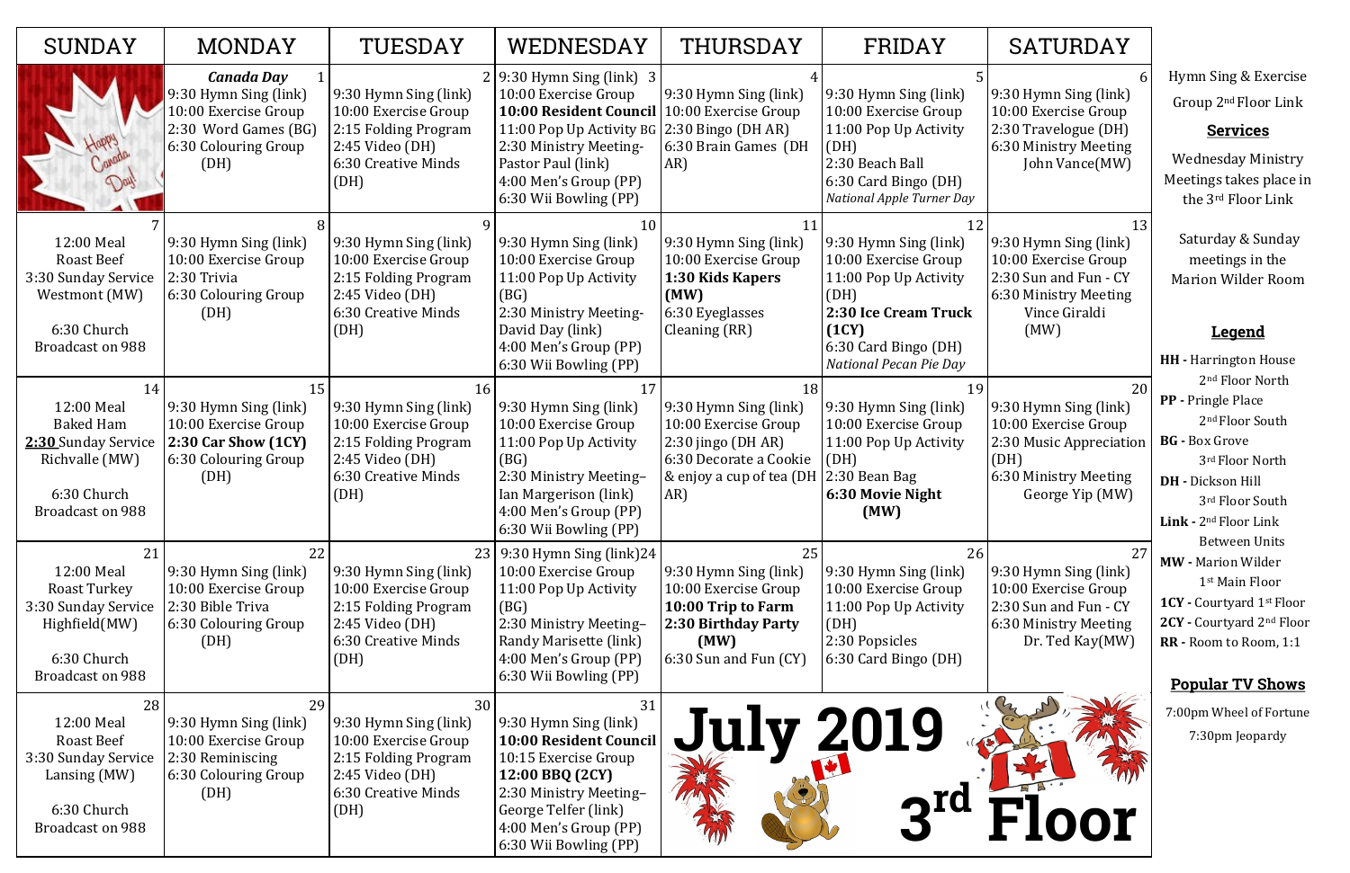# July 2019 3rd Floor

| SUNDAY | MONDAY | TUESDAY | WEDNESDAY | THURSDAY | FRIDAY | SATURDAY |
|---|---|---|---|---|---|---|
| | 1 ***Canada Day*** 9:30 Hymn Sing (link) 10:00 Exercise Group 2:30 Word Games (BG) 6:30 Colouring Group (DH) | 2 9:30 Hymn Sing (link) 10:00 Exercise Group 2:15 Folding Program 2:45 Video (DH) 6:30 Creative Minds (DH) | 3 9:30 Hymn Sing (link) 10:00 Exercise Group **10:00 Resident Council** 11:00 Pop Up Activity BG 2:30 Ministry Meeting- Pastor Paul (link) 4:00 Men's Group (PP) 6:30 Wii Bowling (PP) | 4 9:30 Hymn Sing (link) 10:00 Exercise Group 2:30 Bingo (DH AR) 6:30 Brain Games (DH AR) | 5 9:30 Hymn Sing (link) 10:00 Exercise Group 11:00 Pop Up Activity (DH) 2:30 Beach Ball 6:30 Card Bingo (DH) *National Apple Turner Day* | 6 9:30 Hymn Sing (link) 10:00 Exercise Group 2:30 Travelogue (DH) 6:30 Ministry Meeting John Vance(MW) |
| 7 12:00 Meal Roast Beef 3:30 Sunday Service Westmont (MW) 6:30 Church Broadcast on 988 | 8 9:30 Hymn Sing (link) 10:00 Exercise Group 2:30 Trivia 6:30 Colouring Group (DH) | 9 9:30 Hymn Sing (link) 10:00 Exercise Group 2:15 Folding Program 2:45 Video (DH) 6:30 Creative Minds (DH) | 10 9:30 Hymn Sing (link) 10:00 Exercise Group 11:00 Pop Up Activity (BG) 2:30 Ministry Meeting- David Day (link) 4:00 Men's Group (PP) 6:30 Wii Bowling (PP) | 11 9:30 Hymn Sing (link) 10:00 Exercise Group **1:30 Kids Kapers (MW)** 6:30 Eyeglasses Cleaning (RR) | 12 9:30 Hymn Sing (link) 10:00 Exercise Group 11:00 Pop Up Activity (DH) **2:30 Ice Cream Truck (1CY)** 6:30 Card Bingo (DH) *National Pecan Pie Day* | 13 9:30 Hymn Sing (link) 10:00 Exercise Group 2:30 Sun and Fun - CY 6:30 Ministry Meeting Vince Giraldi (MW) |
| 14 12:00 Meal Baked Ham <u>2:30</u> Sunday Service Richvalle (MW) 6:30 Church Broadcast on 988 | 15 9:30 Hymn Sing (link) 10:00 Exercise Group **2:30 Car Show (1CY)** 6:30 Colouring Group (DH) | 16 9:30 Hymn Sing (link) 10:00 Exercise Group 2:15 Folding Program 2:45 Video (DH) 6:30 Creative Minds (DH) | 17 9:30 Hymn Sing (link) 10:00 Exercise Group 11:00 Pop Up Activity (BG) 2:30 Ministry Meeting– Ian Margerison (link) 4:00 Men's Group (PP) 6:30 Wii Bowling (PP) | 18 9:30 Hymn Sing (link) 10:00 Exercise Group 2:30 jingo (DH AR) 6:30 Decorate a Cookie & enjoy a cup of tea (DH AR) | 19 9:30 Hymn Sing (link) 10:00 Exercise Group 11:00 Pop Up Activity (DH) 2:30 Bean Bag **6:30 Movie Night (MW)** | 20 9:30 Hymn Sing (link) 10:00 Exercise Group 2:30 Music Appreciation (DH) 6:30 Ministry Meeting George Yip (MW) |
| 21 12:00 Meal Roast Turkey 3:30 Sunday Service Highfield(MW) 6:30 Church Broadcast on 988 | 22 9:30 Hymn Sing (link) 10:00 Exercise Group 2:30 Bible Triva 6:30 Colouring Group (DH) | 23 9:30 Hymn Sing (link) 10:00 Exercise Group 2:15 Folding Program 2:45 Video (DH) 6:30 Creative Minds (DH) | 24 9:30 Hymn Sing (link) 10:00 Exercise Group 11:00 Pop Up Activity (BG) 2:30 Ministry Meeting– Randy Marisette (link) 4:00 Men's Group (PP) 6:30 Wii Bowling (PP) | 25 9:30 Hymn Sing (link) 10:00 Exercise Group **10:00 Trip to Farm** **2:30 Birthday Party (MW)** 6:30 Sun and Fun (CY) | 26 9:30 Hymn Sing (link) 10:00 Exercise Group 11:00 Pop Up Activity (DH) 2:30 Popsicles 6:30 Card Bingo (DH) | 27 9:30 Hymn Sing (link) 10:00 Exercise Group 2:30 Sun and Fun - CY 6:30 Ministry Meeting Dr. Ted Kay(MW) |
| 28 12:00 Meal Roast Beef 3:30 Sunday Service Lansing (MW) 6:30 Church Broadcast on 988 | 29 9:30 Hymn Sing (link) 10:00 Exercise Group 2:30 Reminiscing 6:30 Colouring Group (DH) | 30 9:30 Hymn Sing (link) 10:00 Exercise Group 2:15 Folding Program 2:45 Video (DH) 6:30 Creative Minds (DH) | 31 9:30 Hymn Sing (link) **10:00 Resident Council** 10:15 Exercise Group **12:00 BBQ (2CY)** 2:30 Ministry Meeting– George Telfer (link) 4:00 Men's Group (PP) 6:30 Wii Bowling (PP) | | | |

Hymn Sing & Exercise Group 2nd Floor Link

**Services**

Wednesday Ministry Meetings takes place in the 3rd Floor Link

Saturday & Sunday meetings in the Marion Wilder Room

**Legend**

- **HH -** Harrington House 2nd Floor North
- **PP -** Pringle Place 2nd Floor South
- **BG -** Box Grove 3rd Floor North
- **DH -** Dickson Hill 3rd Floor South
- **Link -** 2nd Floor Link Between Units
- **MW -** Marion Wilder 1st Main Floor
- **1CY -** Courtyard 1st Floor
- **2CY -** Courtyard 2nd Floor
- **RR -** Room to Room, 1:1

**Popular TV Shows**

7:00pm Wheel of Fortune

7:30pm Jeopardy